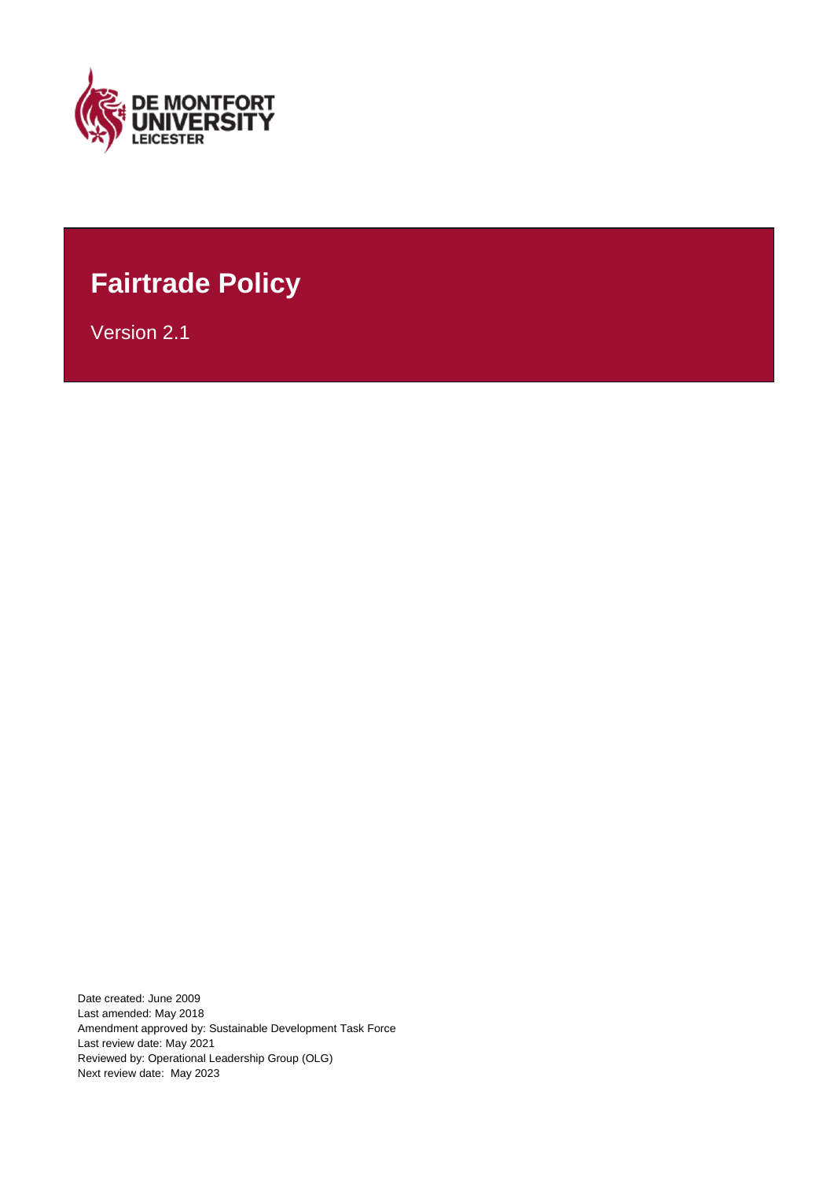DE MONTFORT UNIVERSITY LEICESTER

# Fairtrade Policy

Version 2.1

Date created: June 2009
Last amended: May 2018
Amendment approved by: Sustainable Development Task Force
Last review date: May 2021
Reviewed by: Operational Leadership Group (OLG)
Next review date: May 2023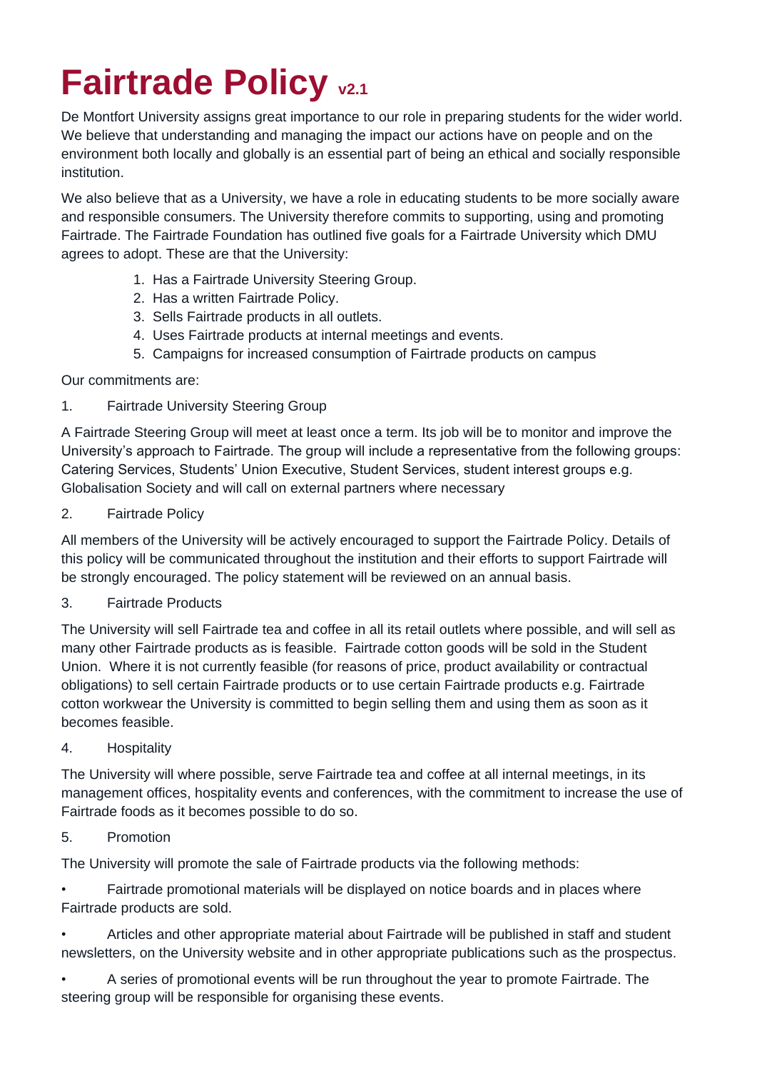# Fairtrade Policy v2.1

De Montfort University assigns great importance to our role in preparing students for the wider world. We believe that understanding and managing the impact our actions have on people and on the environment both locally and globally is an essential part of being an ethical and socially responsible institution.

We also believe that as a University, we have a role in educating students to be more socially aware and responsible consumers. The University therefore commits to supporting, using and promoting Fairtrade. The Fairtrade Foundation has outlined five goals for a Fairtrade University which DMU agrees to adopt. These are that the University:

1. Has a Fairtrade University Steering Group.
2. Has a written Fairtrade Policy.
3. Sells Fairtrade products in all outlets.
4. Uses Fairtrade products at internal meetings and events.
5. Campaigns for increased consumption of Fairtrade products on campus

Our commitments are:

1. Fairtrade University Steering Group

A Fairtrade Steering Group will meet at least once a term. Its job will be to monitor and improve the University's approach to Fairtrade. The group will include a representative from the following groups: Catering Services, Students' Union Executive, Student Services, student interest groups e.g. Globalisation Society and will call on external partners where necessary

2. Fairtrade Policy

All members of the University will be actively encouraged to support the Fairtrade Policy. Details of this policy will be communicated throughout the institution and their efforts to support Fairtrade will be strongly encouraged. The policy statement will be reviewed on an annual basis.

3. Fairtrade Products

The University will sell Fairtrade tea and coffee in all its retail outlets where possible, and will sell as many other Fairtrade products as is feasible. Fairtrade cotton goods will be sold in the Student Union. Where it is not currently feasible (for reasons of price, product availability or contractual obligations) to sell certain Fairtrade products or to use certain Fairtrade products e.g. Fairtrade cotton workwear the University is committed to begin selling them and using them as soon as it becomes feasible.

4. Hospitality

The University will where possible, serve Fairtrade tea and coffee at all internal meetings, in its management offices, hospitality events and conferences, with the commitment to increase the use of Fairtrade foods as it becomes possible to do so.

5. Promotion

The University will promote the sale of Fairtrade products via the following methods:

- Fairtrade promotional materials will be displayed on notice boards and in places where Fairtrade products are sold.
- Articles and other appropriate material about Fairtrade will be published in staff and student newsletters, on the University website and in other appropriate publications such as the prospectus.
- A series of promotional events will be run throughout the year to promote Fairtrade. The steering group will be responsible for organising these events.